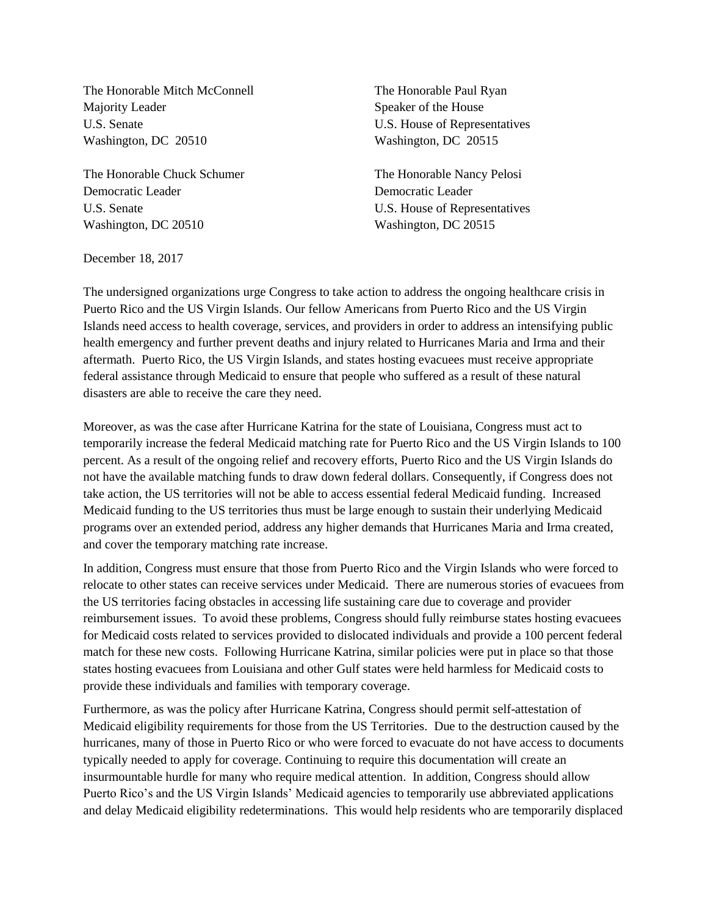The Honorable Mitch McConnell
Majority Leader
U.S. Senate
Washington, DC 20510

The Honorable Paul Ryan
Speaker of the House
U.S. House of Representatives
Washington, DC 20515

The Honorable Chuck Schumer
Democratic Leader
U.S. Senate
Washington, DC 20510

The Honorable Nancy Pelosi
Democratic Leader
U.S. House of Representatives
Washington, DC 20515

December 18, 2017

The undersigned organizations urge Congress to take action to address the ongoing healthcare crisis in Puerto Rico and the US Virgin Islands. Our fellow Americans from Puerto Rico and the US Virgin Islands need access to health coverage, services, and providers in order to address an intensifying public health emergency and further prevent deaths and injury related to Hurricanes Maria and Irma and their aftermath. Puerto Rico, the US Virgin Islands, and states hosting evacuees must receive appropriate federal assistance through Medicaid to ensure that people who suffered as a result of these natural disasters are able to receive the care they need.

Moreover, as was the case after Hurricane Katrina for the state of Louisiana, Congress must act to temporarily increase the federal Medicaid matching rate for Puerto Rico and the US Virgin Islands to 100 percent. As a result of the ongoing relief and recovery efforts, Puerto Rico and the US Virgin Islands do not have the available matching funds to draw down federal dollars. Consequently, if Congress does not take action, the US territories will not be able to access essential federal Medicaid funding. Increased Medicaid funding to the US territories thus must be large enough to sustain their underlying Medicaid programs over an extended period, address any higher demands that Hurricanes Maria and Irma created, and cover the temporary matching rate increase.

In addition, Congress must ensure that those from Puerto Rico and the Virgin Islands who were forced to relocate to other states can receive services under Medicaid. There are numerous stories of evacuees from the US territories facing obstacles in accessing life sustaining care due to coverage and provider reimbursement issues. To avoid these problems, Congress should fully reimburse states hosting evacuees for Medicaid costs related to services provided to dislocated individuals and provide a 100 percent federal match for these new costs. Following Hurricane Katrina, similar policies were put in place so that those states hosting evacuees from Louisiana and other Gulf states were held harmless for Medicaid costs to provide these individuals and families with temporary coverage.

Furthermore, as was the policy after Hurricane Katrina, Congress should permit self-attestation of Medicaid eligibility requirements for those from the US Territories. Due to the destruction caused by the hurricanes, many of those in Puerto Rico or who were forced to evacuate do not have access to documents typically needed to apply for coverage. Continuing to require this documentation will create an insurmountable hurdle for many who require medical attention. In addition, Congress should allow Puerto Rico's and the US Virgin Islands' Medicaid agencies to temporarily use abbreviated applications and delay Medicaid eligibility redeterminations. This would help residents who are temporarily displaced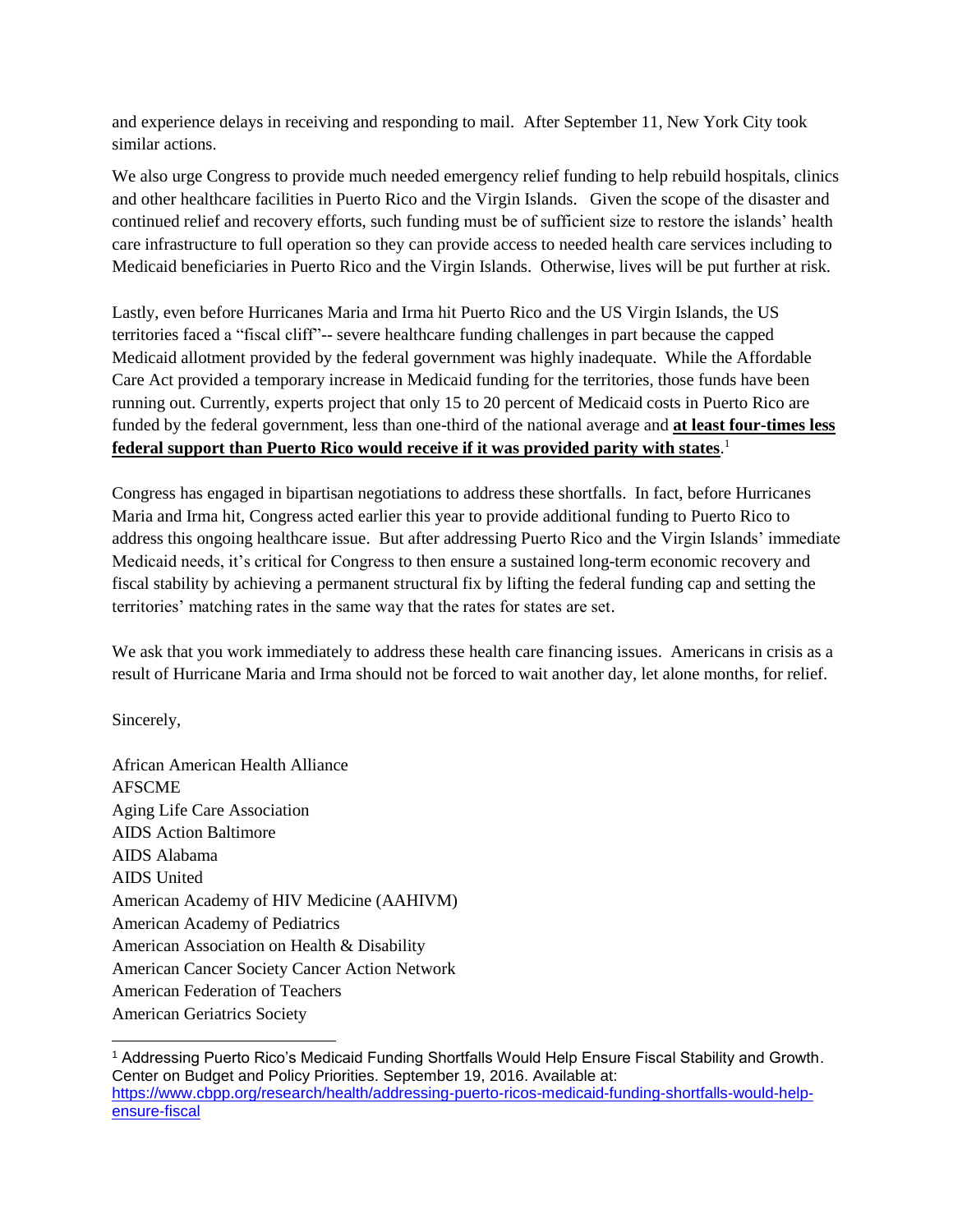and experience delays in receiving and responding to mail. After September 11, New York City took similar actions.

We also urge Congress to provide much needed emergency relief funding to help rebuild hospitals, clinics and other healthcare facilities in Puerto Rico and the Virgin Islands. Given the scope of the disaster and continued relief and recovery efforts, such funding must be of sufficient size to restore the islands' health care infrastructure to full operation so they can provide access to needed health care services including to Medicaid beneficiaries in Puerto Rico and the Virgin Islands. Otherwise, lives will be put further at risk.

Lastly, even before Hurricanes Maria and Irma hit Puerto Rico and the US Virgin Islands, the US territories faced a "fiscal cliff"-- severe healthcare funding challenges in part because the capped Medicaid allotment provided by the federal government was highly inadequate. While the Affordable Care Act provided a temporary increase in Medicaid funding for the territories, those funds have been running out. Currently, experts project that only 15 to 20 percent of Medicaid costs in Puerto Rico are funded by the federal government, less than one-third of the national average and **at least four-times less federal support than Puerto Rico would receive if it was provided parity with states**.[1]

Congress has engaged in bipartisan negotiations to address these shortfalls. In fact, before Hurricanes Maria and Irma hit, Congress acted earlier this year to provide additional funding to Puerto Rico to address this ongoing healthcare issue. But after addressing Puerto Rico and the Virgin Islands' immediate Medicaid needs, it's critical for Congress to then ensure a sustained long-term economic recovery and fiscal stability by achieving a permanent structural fix by lifting the federal funding cap and setting the territories' matching rates in the same way that the rates for states are set.

We ask that you work immediately to address these health care financing issues. Americans in crisis as a result of Hurricane Maria and Irma should not be forced to wait another day, let alone months, for relief.

Sincerely,

African American Health Alliance
AFSCME
Aging Life Care Association
AIDS Action Baltimore
AIDS Alabama
AIDS United
American Academy of HIV Medicine (AAHIVM)
American Academy of Pediatrics
American Association on Health & Disability
American Cancer Society Cancer Action Network
American Federation of Teachers
American Geriatrics Society

---

[1] Addressing Puerto Rico's Medicaid Funding Shortfalls Would Help Ensure Fiscal Stability and Growth. Center on Budget and Policy Priorities. September 19, 2016. Available at: https://www.cbpp.org/research/health/addressing-puerto-ricos-medicaid-funding-shortfalls-would-help-ensure-fiscal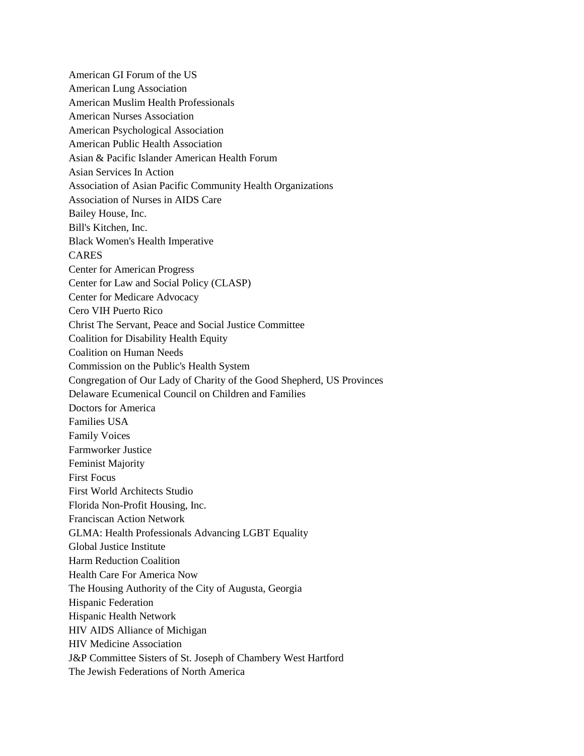American GI Forum of the US
American Lung Association
American Muslim Health Professionals
American Nurses Association
American Psychological Association
American Public Health Association
Asian & Pacific Islander American Health Forum
Asian Services In Action
Association of Asian Pacific Community Health Organizations
Association of Nurses in AIDS Care
Bailey House, Inc.
Bill's Kitchen, Inc.
Black Women's Health Imperative
CARES
Center for American Progress
Center for Law and Social Policy (CLASP)
Center for Medicare Advocacy
Cero VIH Puerto Rico
Christ The Servant, Peace and Social Justice Committee
Coalition for Disability Health Equity
Coalition on Human Needs
Commission on the Public's Health System
Congregation of Our Lady of Charity of the Good Shepherd, US Provinces
Delaware Ecumenical Council on Children and Families
Doctors for America
Families USA
Family Voices
Farmworker Justice
Feminist Majority
First Focus
First World Architects Studio
Florida Non-Profit Housing, Inc.
Franciscan Action Network
GLMA: Health Professionals Advancing LGBT Equality
Global Justice Institute
Harm Reduction Coalition
Health Care For America Now
The Housing Authority of the City of Augusta, Georgia
Hispanic Federation
Hispanic Health Network
HIV AIDS Alliance of Michigan
HIV Medicine Association
J&P Committee Sisters of St. Joseph of Chambery West Hartford
The Jewish Federations of North America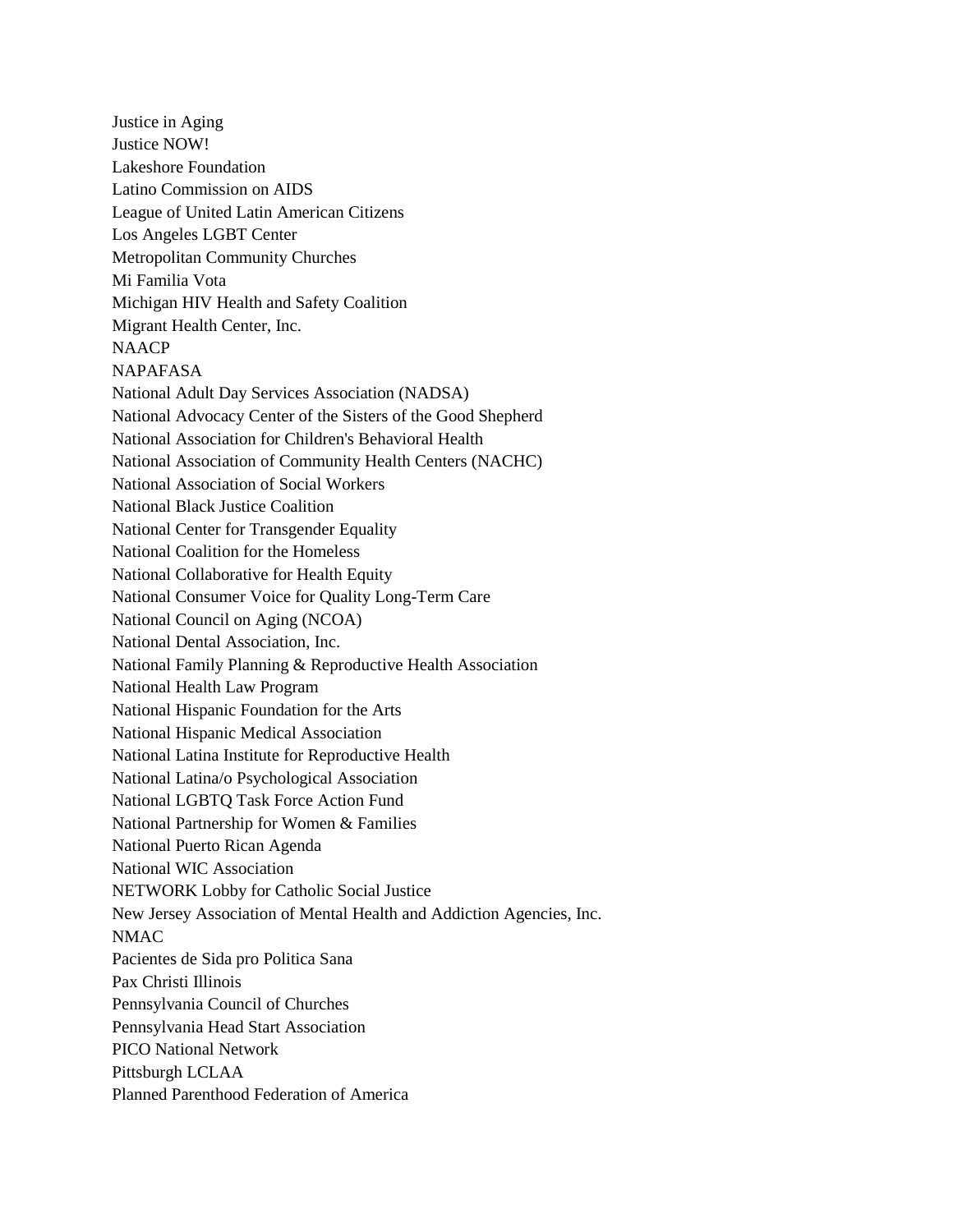Justice in Aging
Justice NOW!
Lakeshore Foundation
Latino Commission on AIDS
League of United Latin American Citizens
Los Angeles LGBT Center
Metropolitan Community Churches
Mi Familia Vota
Michigan HIV Health and Safety Coalition
Migrant Health Center, Inc.
NAACP
NAPAFASA
National Adult Day Services Association (NADSA)
National Advocacy Center of the Sisters of the Good Shepherd
National Association for Children's Behavioral Health
National Association of Community Health Centers (NACHC)
National Association of Social Workers
National Black Justice Coalition
National Center for Transgender Equality
National Coalition for the Homeless
National Collaborative for Health Equity
National Consumer Voice for Quality Long-Term Care
National Council on Aging (NCOA)
National Dental Association, Inc.
National Family Planning & Reproductive Health Association
National Health Law Program
National Hispanic Foundation for the Arts
National Hispanic Medical Association
National Latina Institute for Reproductive Health
National Latina/o Psychological Association
National LGBTQ Task Force Action Fund
National Partnership for Women & Families
National Puerto Rican Agenda
National WIC Association
NETWORK Lobby for Catholic Social Justice
New Jersey Association of Mental Health and Addiction Agencies, Inc.
NMAC
Pacientes de Sida pro Politica Sana
Pax Christi Illinois
Pennsylvania Council of Churches
Pennsylvania Head Start Association
PICO National Network
Pittsburgh LCLAA
Planned Parenthood Federation of America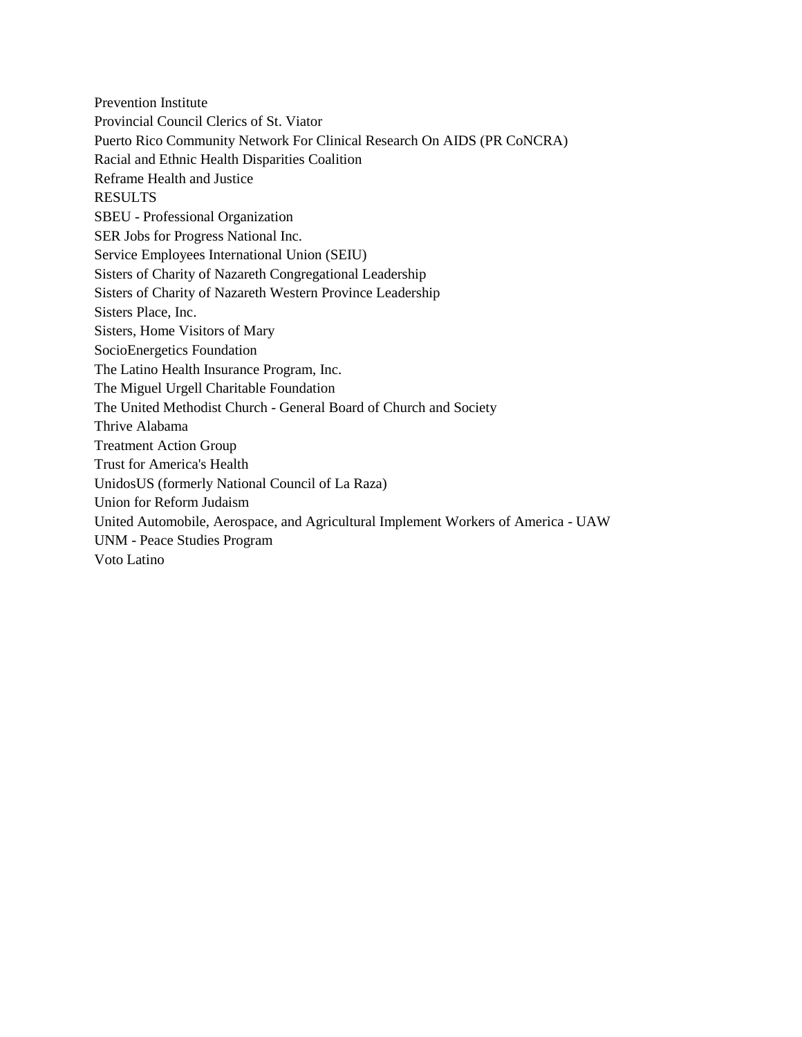Prevention Institute
Provincial Council Clerics of St. Viator
Puerto Rico Community Network For Clinical Research On AIDS (PR CoNCRA)
Racial and Ethnic Health Disparities Coalition
Reframe Health and Justice
RESULTS
SBEU - Professional Organization
SER Jobs for Progress National Inc.
Service Employees International Union (SEIU)
Sisters of Charity of Nazareth Congregational Leadership
Sisters of Charity of Nazareth Western Province Leadership
Sisters Place, Inc.
Sisters, Home Visitors of Mary
SocioEnergetics Foundation
The Latino Health Insurance Program, Inc.
The Miguel Urgell Charitable Foundation
The United Methodist Church - General Board of Church and Society
Thrive Alabama
Treatment Action Group
Trust for America's Health
UnidosUS (formerly National Council of La Raza)
Union for Reform Judaism
United Automobile, Aerospace, and Agricultural Implement Workers of America - UAW
UNM - Peace Studies Program
Voto Latino